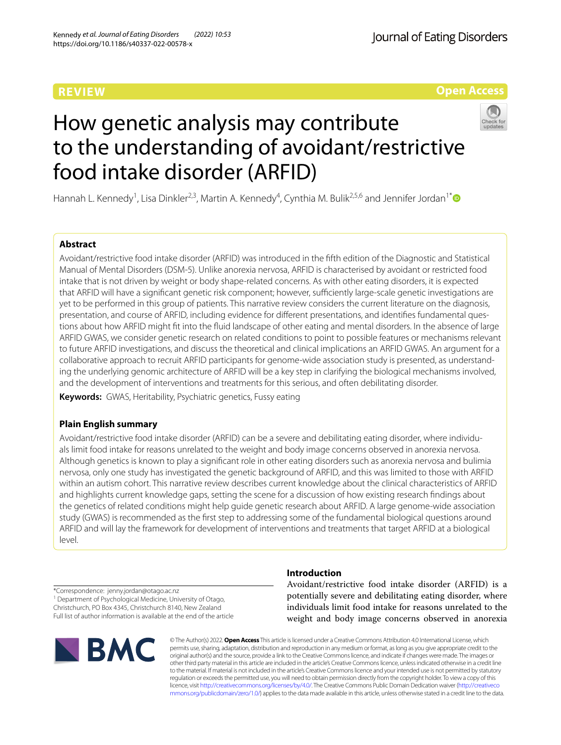REVIEW

Open Access

# How genetic analysis may contribute to the understanding of avoidant/restrictive food intake disorder (ARFID)

Hannah L. Kennedy[1], Lisa Dinkler[2,3], Martin A. Kennedy[4], Cynthia M. Bulik[2,5,6] and Jennifer Jordan[1*]

## Abstract

Avoidant/restrictive food intake disorder (ARFID) was introduced in the fifth edition of the Diagnostic and Statistical Manual of Mental Disorders (DSM-5). Unlike anorexia nervosa, ARFID is characterised by avoidant or restricted food intake that is not driven by weight or body shape-related concerns. As with other eating disorders, it is expected that ARFID will have a significant genetic risk component; however, sufficiently large-scale genetic investigations are yet to be performed in this group of patients. This narrative review considers the current literature on the diagnosis, presentation, and course of ARFID, including evidence for different presentations, and identifies fundamental questions about how ARFID might fit into the fluid landscape of other eating and mental disorders. In the absence of large ARFID GWAS, we consider genetic research on related conditions to point to possible features or mechanisms relevant to future ARFID investigations, and discuss the theoretical and clinical implications an ARFID GWAS. An argument for a collaborative approach to recruit ARFID participants for genome-wide association study is presented, as understanding the underlying genomic architecture of ARFID will be a key step in clarifying the biological mechanisms involved, and the development of interventions and treatments for this serious, and often debilitating disorder.

**Keywords:** GWAS, Heritability, Psychiatric genetics, Fussy eating

## Plain English summary

Avoidant/restrictive food intake disorder (ARFID) can be a severe and debilitating eating disorder, where individuals limit food intake for reasons unrelated to the weight and body image concerns observed in anorexia nervosa. Although genetics is known to play a significant role in other eating disorders such as anorexia nervosa and bulimia nervosa, only one study has investigated the genetic background of ARFID, and this was limited to those with ARFID within an autism cohort. This narrative review describes current knowledge about the clinical characteristics of ARFID and highlights current knowledge gaps, setting the scene for a discussion of how existing research findings about the genetics of related conditions might help guide genetic research about ARFID. A large genome-wide association study (GWAS) is recommended as the first step to addressing some of the fundamental biological questions around ARFID and will lay the framework for development of interventions and treatments that target ARFID at a biological level.

*Correspondence: jenny.jordan@otago.ac.nz
[1] Department of Psychological Medicine, University of Otago, Christchurch, PO Box 4345, Christchurch 8140, New Zealand
Full list of author information is available at the end of the article

## Introduction

Avoidant/restrictive food intake disorder (ARFID) is a potentially severe and debilitating eating disorder, where individuals limit food intake for reasons unrelated to the weight and body image concerns observed in anorexia

© The Author(s) 2022. **Open Access** This article is licensed under a Creative Commons Attribution 4.0 International License, which permits use, sharing, adaptation, distribution and reproduction in any medium or format, as long as you give appropriate credit to the original author(s) and the source, provide a link to the Creative Commons licence, and indicate if changes were made. The images or other third party material in this article are included in the article's Creative Commons licence, unless indicated otherwise in a credit line to the material. If material is not included in the article's Creative Commons licence and your intended use is not permitted by statutory regulation or exceeds the permitted use, you will need to obtain permission directly from the copyright holder. To view a copy of this licence, visit http://creativecommons.org/licenses/by/4.0/. The Creative Commons Public Domain Dedication waiver (http://creativecommons.org/publicdomain/zero/1.0/) applies to the data made available in this article, unless otherwise stated in a credit line to the data.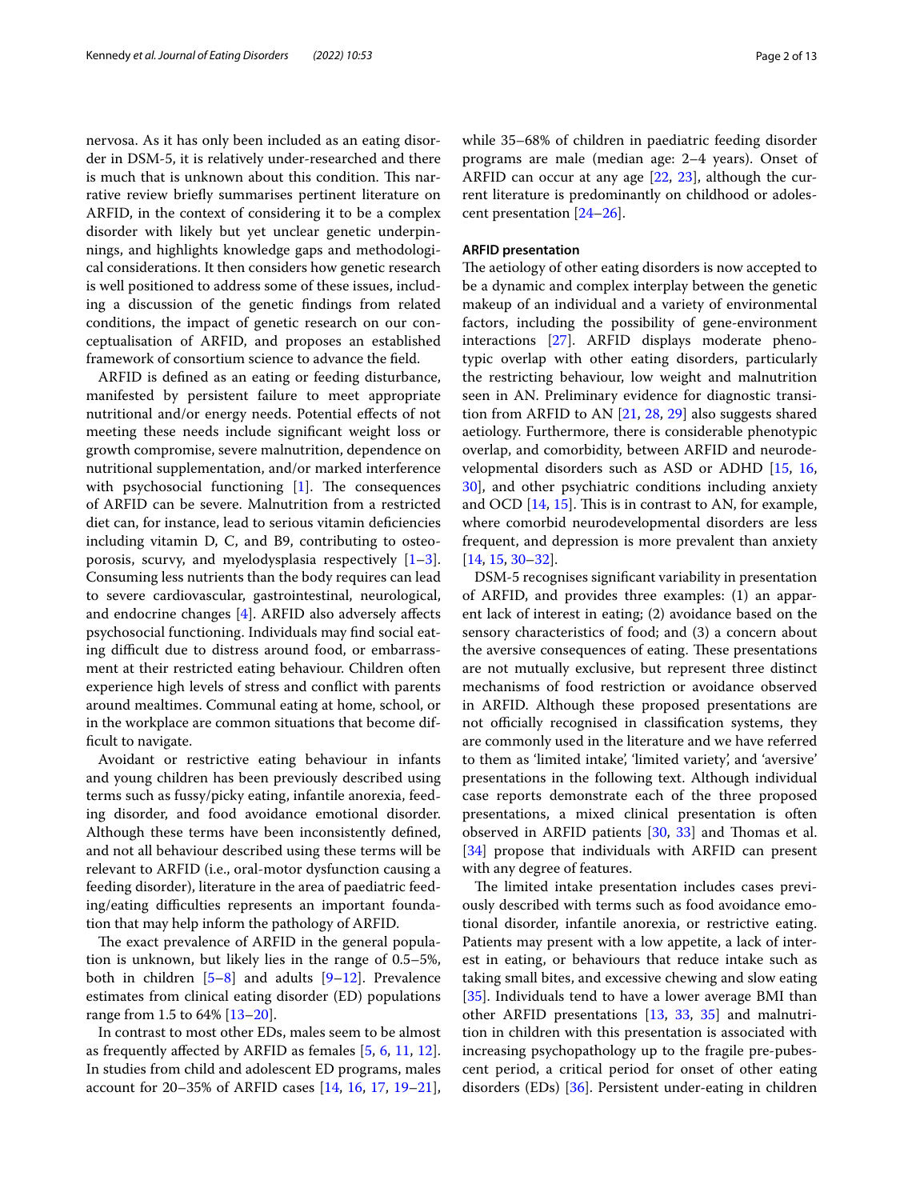nervosa. As it has only been included as an eating disorder in DSM-5, it is relatively under-researched and there is much that is unknown about this condition. This narrative review briefly summarises pertinent literature on ARFID, in the context of considering it to be a complex disorder with likely but yet unclear genetic underpinnings, and highlights knowledge gaps and methodological considerations. It then considers how genetic research is well positioned to address some of these issues, including a discussion of the genetic findings from related conditions, the impact of genetic research on our conceptualisation of ARFID, and proposes an established framework of consortium science to advance the field.

ARFID is defined as an eating or feeding disturbance, manifested by persistent failure to meet appropriate nutritional and/or energy needs. Potential effects of not meeting these needs include significant weight loss or growth compromise, severe malnutrition, dependence on nutritional supplementation, and/or marked interference with psychosocial functioning [1]. The consequences of ARFID can be severe. Malnutrition from a restricted diet can, for instance, lead to serious vitamin deficiencies including vitamin D, C, and B9, contributing to osteoporosis, scurvy, and myelodysplasia respectively [1–3]. Consuming less nutrients than the body requires can lead to severe cardiovascular, gastrointestinal, neurological, and endocrine changes [4]. ARFID also adversely affects psychosocial functioning. Individuals may find social eating difficult due to distress around food, or embarrassment at their restricted eating behaviour. Children often experience high levels of stress and conflict with parents around mealtimes. Communal eating at home, school, or in the workplace are common situations that become difficult to navigate.

Avoidant or restrictive eating behaviour in infants and young children has been previously described using terms such as fussy/picky eating, infantile anorexia, feeding disorder, and food avoidance emotional disorder. Although these terms have been inconsistently defined, and not all behaviour described using these terms will be relevant to ARFID (i.e., oral-motor dysfunction causing a feeding disorder), literature in the area of paediatric feeding/eating difficulties represents an important foundation that may help inform the pathology of ARFID.

The exact prevalence of ARFID in the general population is unknown, but likely lies in the range of 0.5–5%, both in children [5–8] and adults [9–12]. Prevalence estimates from clinical eating disorder (ED) populations range from 1.5 to 64% [13–20].

In contrast to most other EDs, males seem to be almost as frequently affected by ARFID as females [5, 6, 11, 12]. In studies from child and adolescent ED programs, males account for 20–35% of ARFID cases [14, 16, 17, 19–21], while 35–68% of children in paediatric feeding disorder programs are male (median age: 2–4 years). Onset of ARFID can occur at any age [22, 23], although the current literature is predominantly on childhood or adolescent presentation [24–26].

## ARFID presentation

The aetiology of other eating disorders is now accepted to be a dynamic and complex interplay between the genetic makeup of an individual and a variety of environmental factors, including the possibility of gene-environment interactions [27]. ARFID displays moderate phenotypic overlap with other eating disorders, particularly the restricting behaviour, low weight and malnutrition seen in AN. Preliminary evidence for diagnostic transition from ARFID to AN [21, 28, 29] also suggests shared aetiology. Furthermore, there is considerable phenotypic overlap, and comorbidity, between ARFID and neurodevelopmental disorders such as ASD or ADHD [15, 16, 30], and other psychiatric conditions including anxiety and OCD [14, 15]. This is in contrast to AN, for example, where comorbid neurodevelopmental disorders are less frequent, and depression is more prevalent than anxiety [14, 15, 30–32].

DSM-5 recognises significant variability in presentation of ARFID, and provides three examples: (1) an apparent lack of interest in eating; (2) avoidance based on the sensory characteristics of food; and (3) a concern about the aversive consequences of eating. These presentations are not mutually exclusive, but represent three distinct mechanisms of food restriction or avoidance observed in ARFID. Although these proposed presentations are not officially recognised in classification systems, they are commonly used in the literature and we have referred to them as 'limited intake', 'limited variety', and 'aversive' presentations in the following text. Although individual case reports demonstrate each of the three proposed presentations, a mixed clinical presentation is often observed in ARFID patients [30, 33] and Thomas et al. [34] propose that individuals with ARFID can present with any degree of features.

The limited intake presentation includes cases previously described with terms such as food avoidance emotional disorder, infantile anorexia, or restrictive eating. Patients may present with a low appetite, a lack of interest in eating, or behaviours that reduce intake such as taking small bites, and excessive chewing and slow eating [35]. Individuals tend to have a lower average BMI than other ARFID presentations [13, 33, 35] and malnutrition in children with this presentation is associated with increasing psychopathology up to the fragile pre-pubescent period, a critical period for onset of other eating disorders (EDs) [36]. Persistent under-eating in children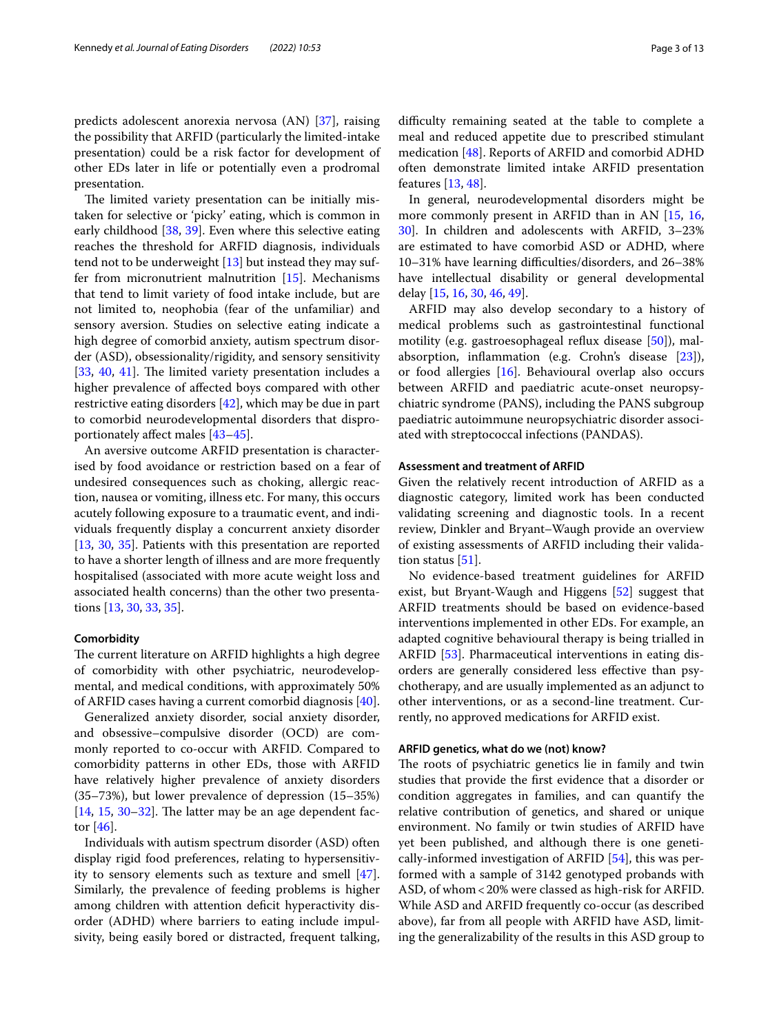predicts adolescent anorexia nervosa (AN) [37], raising the possibility that ARFID (particularly the limited-intake presentation) could be a risk factor for development of other EDs later in life or potentially even a prodromal presentation.

The limited variety presentation can be initially mistaken for selective or 'picky' eating, which is common in early childhood [38, 39]. Even where this selective eating reaches the threshold for ARFID diagnosis, individuals tend not to be underweight [13] but instead they may suffer from micronutrient malnutrition [15]. Mechanisms that tend to limit variety of food intake include, but are not limited to, neophobia (fear of the unfamiliar) and sensory aversion. Studies on selective eating indicate a high degree of comorbid anxiety, autism spectrum disorder (ASD), obsessionality/rigidity, and sensory sensitivity [33, 40, 41]. The limited variety presentation includes a higher prevalence of affected boys compared with other restrictive eating disorders [42], which may be due in part to comorbid neurodevelopmental disorders that disproportionately affect males [43–45].

An aversive outcome ARFID presentation is characterised by food avoidance or restriction based on a fear of undesired consequences such as choking, allergic reaction, nausea or vomiting, illness etc. For many, this occurs acutely following exposure to a traumatic event, and individuals frequently display a concurrent anxiety disorder [13, 30, 35]. Patients with this presentation are reported to have a shorter length of illness and are more frequently hospitalised (associated with more acute weight loss and associated health concerns) than the other two presentations [13, 30, 33, 35].

#### Comorbidity

The current literature on ARFID highlights a high degree of comorbidity with other psychiatric, neurodevelopmental, and medical conditions, with approximately 50% of ARFID cases having a current comorbid diagnosis [40].

Generalized anxiety disorder, social anxiety disorder, and obsessive–compulsive disorder (OCD) are commonly reported to co-occur with ARFID. Compared to comorbidity patterns in other EDs, those with ARFID have relatively higher prevalence of anxiety disorders (35–73%), but lower prevalence of depression (15–35%) [14, 15, 30–32]. The latter may be an age dependent factor [46].

Individuals with autism spectrum disorder (ASD) often display rigid food preferences, relating to hypersensitivity to sensory elements such as texture and smell [47]. Similarly, the prevalence of feeding problems is higher among children with attention deficit hyperactivity disorder (ADHD) where barriers to eating include impulsivity, being easily bored or distracted, frequent talking, difficulty remaining seated at the table to complete a meal and reduced appetite due to prescribed stimulant medication [48]. Reports of ARFID and comorbid ADHD often demonstrate limited intake ARFID presentation features [13, 48].

In general, neurodevelopmental disorders might be more commonly present in ARFID than in AN [15, 16, 30]. In children and adolescents with ARFID, 3–23% are estimated to have comorbid ASD or ADHD, where 10–31% have learning difficulties/disorders, and 26–38% have intellectual disability or general developmental delay [15, 16, 30, 46, 49].

ARFID may also develop secondary to a history of medical problems such as gastrointestinal functional motility (e.g. gastroesophageal reflux disease [50]), malabsorption, inflammation (e.g. Crohn's disease [23]), or food allergies [16]. Behavioural overlap also occurs between ARFID and paediatric acute-onset neuropsychiatric syndrome (PANS), including the PANS subgroup paediatric autoimmune neuropsychiatric disorder associated with streptococcal infections (PANDAS).

#### Assessment and treatment of ARFID

Given the relatively recent introduction of ARFID as a diagnostic category, limited work has been conducted validating screening and diagnostic tools. In a recent review, Dinkler and Bryant–Waugh provide an overview of existing assessments of ARFID including their validation status [51].

No evidence-based treatment guidelines for ARFID exist, but Bryant-Waugh and Higgens [52] suggest that ARFID treatments should be based on evidence-based interventions implemented in other EDs. For example, an adapted cognitive behavioural therapy is being trialled in ARFID [53]. Pharmaceutical interventions in eating disorders are generally considered less effective than psychotherapy, and are usually implemented as an adjunct to other interventions, or as a second-line treatment. Currently, no approved medications for ARFID exist.

#### ARFID genetics, what do we (not) know?

The roots of psychiatric genetics lie in family and twin studies that provide the first evidence that a disorder or condition aggregates in families, and can quantify the relative contribution of genetics, and shared or unique environment. No family or twin studies of ARFID have yet been published, and although there is one genetically-informed investigation of ARFID [54], this was performed with a sample of 3142 genotyped probands with ASD, of whom < 20% were classed as high-risk for ARFID. While ASD and ARFID frequently co-occur (as described above), far from all people with ARFID have ASD, limiting the generalizability of the results in this ASD group to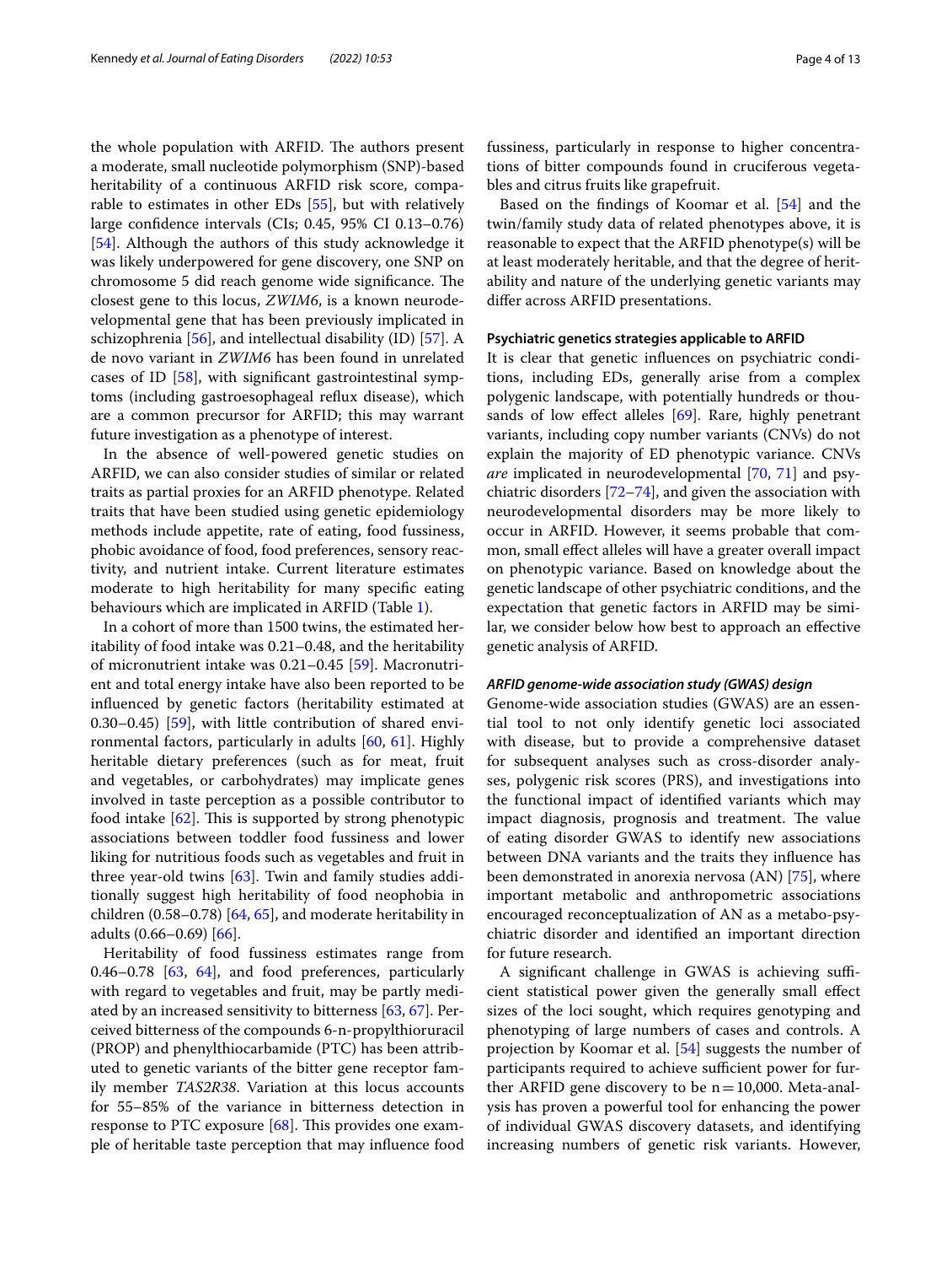the whole population with ARFID. The authors present a moderate, small nucleotide polymorphism (SNP)-based heritability of a continuous ARFID risk score, comparable to estimates in other EDs [55], but with relatively large confidence intervals (CIs; 0.45, 95% CI 0.13–0.76) [54]. Although the authors of this study acknowledge it was likely underpowered for gene discovery, one SNP on chromosome 5 did reach genome wide significance. The closest gene to this locus, *ZWIM6*, is a known neurodevelopmental gene that has been previously implicated in schizophrenia [56], and intellectual disability (ID) [57]. A de novo variant in *ZWIM6* has been found in unrelated cases of ID [58], with significant gastrointestinal symptoms (including gastroesophageal reflux disease), which are a common precursor for ARFID; this may warrant future investigation as a phenotype of interest.

In the absence of well-powered genetic studies on ARFID, we can also consider studies of similar or related traits as partial proxies for an ARFID phenotype. Related traits that have been studied using genetic epidemiology methods include appetite, rate of eating, food fussiness, phobic avoidance of food, food preferences, sensory reactivity, and nutrient intake. Current literature estimates moderate to high heritability for many specific eating behaviours which are implicated in ARFID (Table 1).

In a cohort of more than 1500 twins, the estimated heritability of food intake was 0.21–0.48, and the heritability of micronutrient intake was 0.21–0.45 [59]. Macronutrient and total energy intake have also been reported to be influenced by genetic factors (heritability estimated at 0.30–0.45) [59], with little contribution of shared environmental factors, particularly in adults [60, 61]. Highly heritable dietary preferences (such as for meat, fruit and vegetables, or carbohydrates) may implicate genes involved in taste perception as a possible contributor to food intake [62]. This is supported by strong phenotypic associations between toddler food fussiness and lower liking for nutritious foods such as vegetables and fruit in three year-old twins [63]. Twin and family studies additionally suggest high heritability of food neophobia in children (0.58–0.78) [64, 65], and moderate heritability in adults (0.66–0.69) [66].

Heritability of food fussiness estimates range from 0.46–0.78 [63, 64], and food preferences, particularly with regard to vegetables and fruit, may be partly mediated by an increased sensitivity to bitterness [63, 67]. Perceived bitterness of the compounds 6-n-propylthioruracil (PROP) and phenylthiocarbamide (PTC) has been attributed to genetic variants of the bitter gene receptor family member *TAS2R38*. Variation at this locus accounts for 55–85% of the variance in bitterness detection in response to PTC exposure [68]. This provides one example of heritable taste perception that may influence food fussiness, particularly in response to higher concentrations of bitter compounds found in cruciferous vegetables and citrus fruits like grapefruit.

Based on the findings of Koomar et al. [54] and the twin/family study data of related phenotypes above, it is reasonable to expect that the ARFID phenotype(s) will be at least moderately heritable, and that the degree of heritability and nature of the underlying genetic variants may differ across ARFID presentations.

## Psychiatric genetics strategies applicable to ARFID

It is clear that genetic influences on psychiatric conditions, including EDs, generally arise from a complex polygenic landscape, with potentially hundreds or thousands of low effect alleles [69]. Rare, highly penetrant variants, including copy number variants (CNVs) do not explain the majority of ED phenotypic variance. CNVs *are* implicated in neurodevelopmental [70, 71] and psychiatric disorders [72–74], and given the association with neurodevelopmental disorders may be more likely to occur in ARFID. However, it seems probable that common, small effect alleles will have a greater overall impact on phenotypic variance. Based on knowledge about the genetic landscape of other psychiatric conditions, and the expectation that genetic factors in ARFID may be similar, we consider below how best to approach an effective genetic analysis of ARFID.

### ARFID genome-wide association study (GWAS) design

Genome-wide association studies (GWAS) are an essential tool to not only identify genetic loci associated with disease, but to provide a comprehensive dataset for subsequent analyses such as cross-disorder analyses, polygenic risk scores (PRS), and investigations into the functional impact of identified variants which may impact diagnosis, prognosis and treatment. The value of eating disorder GWAS to identify new associations between DNA variants and the traits they influence has been demonstrated in anorexia nervosa (AN) [75], where important metabolic and anthropometric associations encouraged reconceptualization of AN as a metabo-psychiatric disorder and identified an important direction for future research.

A significant challenge in GWAS is achieving sufficient statistical power given the generally small effect sizes of the loci sought, which requires genotyping and phenotyping of large numbers of cases and controls. A projection by Koomar et al. [54] suggests the number of participants required to achieve sufficient power for further ARFID gene discovery to be n = 10,000. Meta-analysis has proven a powerful tool for enhancing the power of individual GWAS discovery datasets, and identifying increasing numbers of genetic risk variants. However,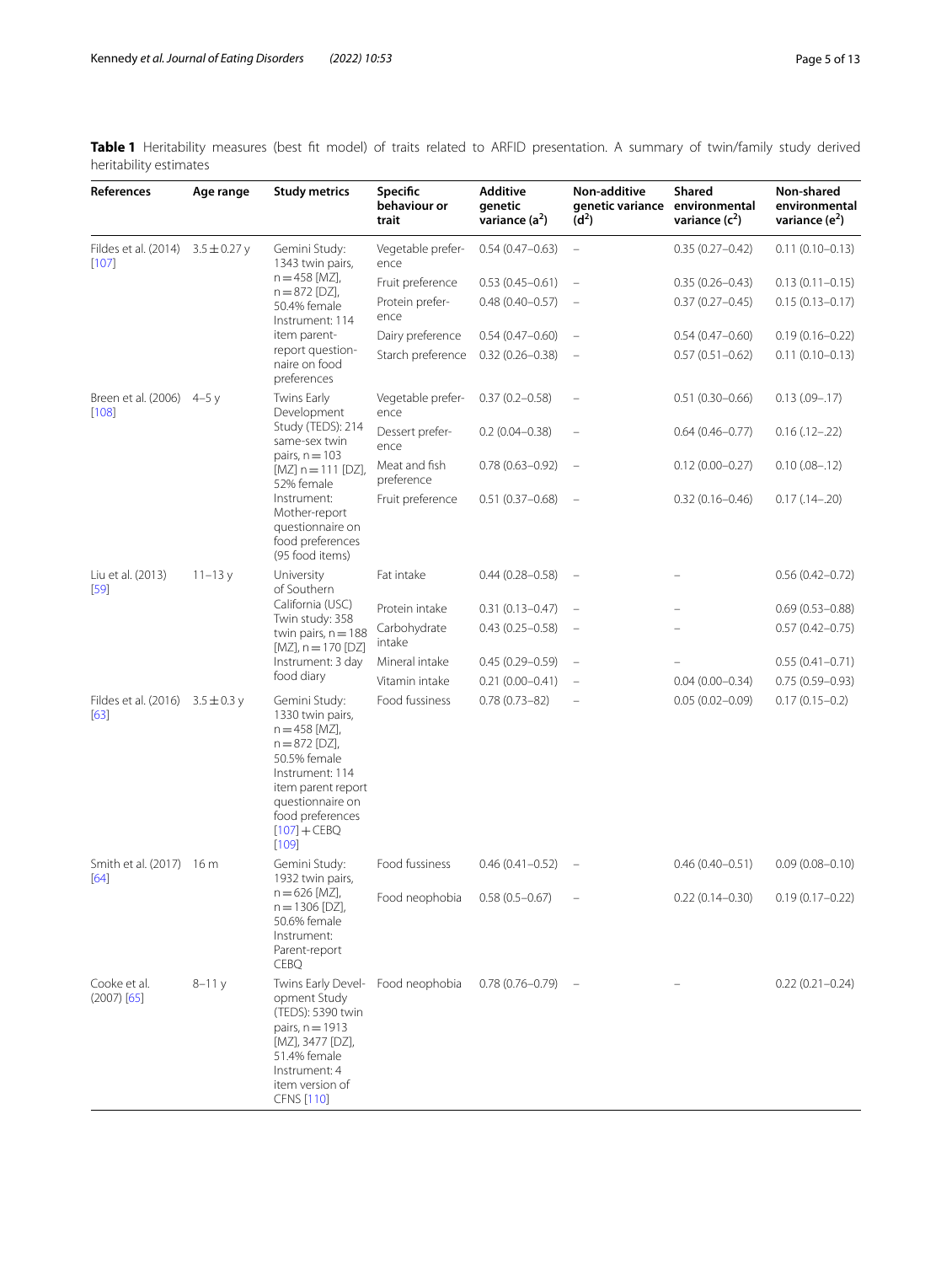**Table 1** Heritability measures (best fit model) of traits related to ARFID presentation. A summary of twin/family study derived heritability estimates

| References | Age range | Study metrics | Specific behaviour or trait | Additive genetic variance ($a^2$) | Non-additive genetic variance ($d^2$) | Shared environmental variance ($c^2$) | Non-shared environmental variance ($e^2$) |
|---|---|---|---|---|---|---|---|
| Fildes et al. (2014) [107] | 3.5 ± 0.27 y | Gemini Study: 1343 twin pairs, n = 458 [MZ], n = 872 [DZ], 50.4% female Instrument: 114 item parent-report questionnaire on food preferences | Vegetable preference | 0.54 (0.47–0.63) | – | 0.35 (0.27–0.42) | 0.11 (0.10–0.13) |
| | | | Fruit preference | 0.53 (0.45–0.61) | – | 0.35 (0.26–0.43) | 0.13 (0.11–0.15) |
| | | | Protein preference | 0.48 (0.40–0.57) | – | 0.37 (0.27–0.45) | 0.15 (0.13–0.17) |
| | | | Dairy preference | 0.54 (0.47–0.60) | – | 0.54 (0.47–0.60) | 0.19 (0.16–0.22) |
| | | | Starch preference | 0.32 (0.26–0.38) | – | 0.57 (0.51–0.62) | 0.11 (0.10–0.13) |
| Breen et al. (2006) [108] | 4–5 y | Twins Early Development Study (TEDS): 214 same-sex twin pairs, n = 103 [MZ] n = 111 [DZ], 52% female Instrument: Mother-report questionnaire on food preferences (95 food items) | Vegetable preference | 0.37 (0.2–0.58) | – | 0.51 (0.30–0.66) | 0.13 (.09–.17) |
| | | | Dessert preference | 0.2 (0.04–0.38) | – | 0.64 (0.46–0.77) | 0.16 (.12–.22) |
| | | | Meat and fish preference | 0.78 (0.63–0.92) | – | 0.12 (0.00–0.27) | 0.10 (.08–.12) |
| | | | Fruit preference | 0.51 (0.37–0.68) | – | 0.32 (0.16–0.46) | 0.17 (.14–.20) |
| Liu et al. (2013) [59] | 11–13 y | University of Southern California (USC) Twin study: 358 twin pairs, n = 188 [MZ], n = 170 [DZ] Instrument: 3 day food diary | Fat intake | 0.44 (0.28–0.58) | – | – | 0.56 (0.42–0.72) |
| | | | Protein intake | 0.31 (0.13–0.47) | – | – | 0.69 (0.53–0.88) |
| | | | Carbohydrate intake | 0.43 (0.25–0.58) | – | – | 0.57 (0.42–0.75) |
| | | | Mineral intake | 0.45 (0.29–0.59) | – | – | 0.55 (0.41–0.71) |
| | | | Vitamin intake | 0.21 (0.00–0.41) | – | 0.04 (0.00–0.34) | 0.75 (0.59–0.93) |
| Fildes et al. (2016) [63] | 3.5 ± 0.3 y | Gemini Study: 1330 twin pairs, n = 458 [MZ], n = 872 [DZ], 50.5% female Instrument: 114 item parent report questionnaire on food preferences [107] + CEBQ [109] | Food fussiness | 0.78 (0.73–82) | – | 0.05 (0.02–0.09) | 0.17 (0.15–0.2) |
| Smith et al. (2017) [64] | 16 m | Gemini Study: 1932 twin pairs, n = 626 [MZ], n = 1306 [DZ], 50.6% female Instrument: Parent-report CEBQ | Food fussiness | 0.46 (0.41–0.52) | – | 0.46 (0.40–0.51) | 0.09 (0.08–0.10) |
| | | | Food neophobia | 0.58 (0.5–0.67) | – | 0.22 (0.14–0.30) | 0.19 (0.17–0.22) |
| Cooke et al. (2007) [65] | 8–11 y | Twins Early Development Study (TEDS): 5390 twin pairs, n = 1913 [MZ], 3477 [DZ], 51.4% female Instrument: 4 item version of CFNS [110] | Food neophobia | 0.78 (0.76–0.79) | – | – | 0.22 (0.21–0.24) |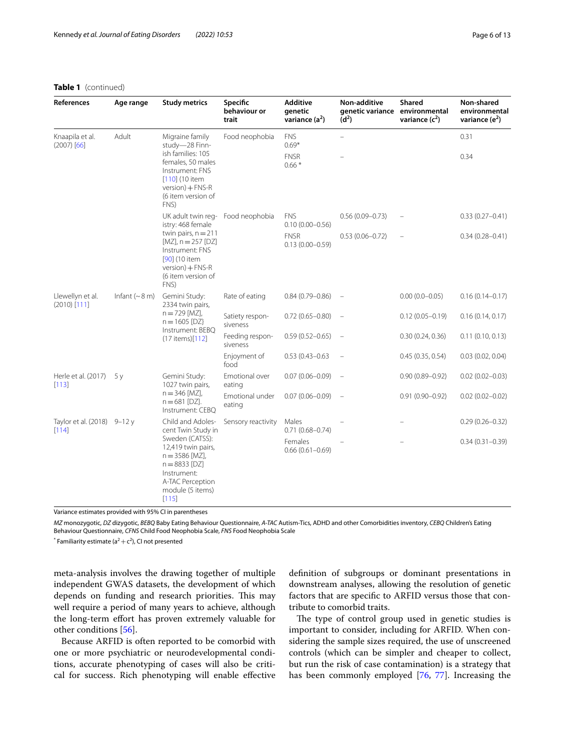**Table 1** (continued)

| References | Age range | Study metrics | Specific behaviour or trait | Additive genetic variance ($a^2$) | Non-additive genetic variance ($d^2$) | Shared environmental variance ($c^2$) | Non-shared environmental variance ($e^2$) |
|---|---|---|---|---|---|---|---|
| Knaapila et al. (2007) [66] | Adult | Migraine family study—28 Finnish families: 105 females, 50 males Instrument: FNS [110] (10 item version) + FNS-R (6 item version of FNS) | Food neophobia | FNS 0.69* | – | | 0.31 |
| | | | | FNSR 0.66 * | – | | 0.34 |
| | | UK adult twin registry: 468 female twin pairs, n = 211 [MZ], n = 257 [DZ] Instrument: FNS [90] (10 item version) + FNS-R (6 item version of FNS) | Food neophobia | FNS 0.10 (0.00–0.56) | 0.56 (0.09–0.73) | – | 0.33 (0.27–0.41) |
| | | | | FNSR 0.13 (0.00–0.59) | 0.53 (0.06–0.72) | – | 0.34 (0.28–0.41) |
| Llewellyn et al. (2010) [111] | Infant (~8 m) | Gemini Study: 2334 twin pairs, n = 729 [MZ], n = 1605 [DZ} Instrument: BEBQ (17 items)[112] | Rate of eating | 0.84 (0.79–0.86) | – | 0.00 (0.0–0.05) | 0.16 (0.14–0.17) |
| | | | Satiety responsiveness | 0.72 (0.65–0.80) | – | 0.12 (0.05–0.19) | 0.16 (0.14, 0.17) |
| | | | Feeding responsiveness | 0.59 (0.52–0.65) | – | 0.30 (0.24, 0.36) | 0.11 (0.10, 0.13) |
| | | | Enjoyment of food | 0.53 (0.43–0.63 | – | 0.45 (0.35, 0.54) | 0.03 (0.02, 0.04) |
| Herle et al. (2017) [113] | 5 y | Gemini Study: 1027 twin pairs, n = 346 [MZ], n = 681 [DZ]. Instrument: CEBQ | Emotional over eating | 0.07 (0.06–0.09) | – | 0.90 (0.89–0.92) | 0.02 (0.02–0.03) |
| | | | Emotional under eating | 0.07 (0.06–0.09) | – | 0.91 (0.90–0.92) | 0.02 (0.02–0.02) |
| Taylor et al. (2018) [114] | 9–12 y | Child and Adolescent Twin Study in Sweden (CATSS): 12,419 twin pairs, n = 3586 [MZ], n = 8833 [DZ] Instrument: A-TAC Perception module (5 items) [115] | Sensory reactivity | Males 0.71 (0.68–0.74) | – | – | 0.29 (0.26–0.32) |
| | | | | Females 0.66 (0.61–0.69) | – | – | 0.34 (0.31–0.39) |

Variance estimates provided with 95% CI in parentheses

*MZ* monozygotic, *DZ* dizygotic, *BEBQ* Baby Eating Behaviour Questionnaire, *A-TAC* Autism-Tics, ADHD and other Comorbidities inventory, *CEBQ* Children's Eating Behaviour Questionnaire, *CFNS* Child Food Neophobia Scale, *FNS* Food Neophobia Scale

* Familiarity estimate ($a^2 + c^2$), CI not presented

meta-analysis involves the drawing together of multiple independent GWAS datasets, the development of which depends on funding and research priorities. This may well require a period of many years to achieve, although the long-term effort has proven extremely valuable for other conditions [56].

Because ARFID is often reported to be comorbid with one or more psychiatric or neurodevelopmental conditions, accurate phenotyping of cases will also be critical for success. Rich phenotyping will enable effective definition of subgroups or dominant presentations in downstream analyses, allowing the resolution of genetic factors that are specific to ARFID versus those that contribute to comorbid traits.

The type of control group used in genetic studies is important to consider, including for ARFID. When considering the sample sizes required, the use of unscreened controls (which can be simpler and cheaper to collect, but run the risk of case contamination) is a strategy that has been commonly employed [76, 77]. Increasing the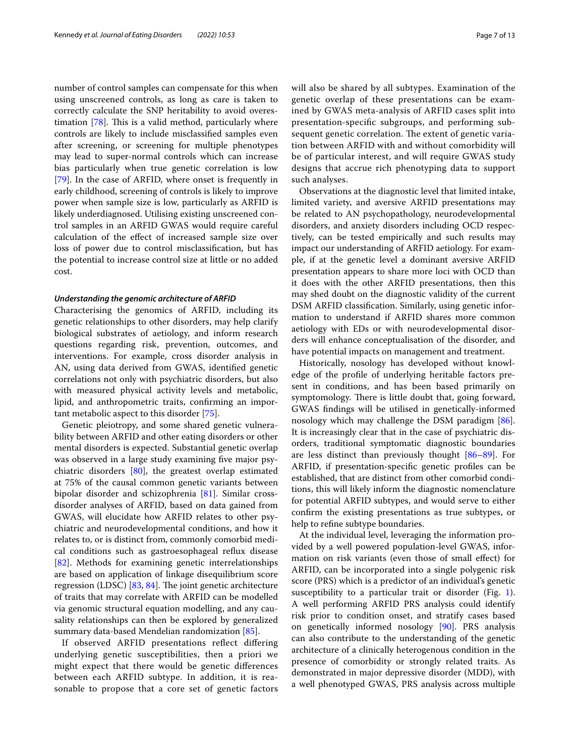number of control samples can compensate for this when using unscreened controls, as long as care is taken to correctly calculate the SNP heritability to avoid overestimation [78]. This is a valid method, particularly where controls are likely to include misclassified samples even after screening, or screening for multiple phenotypes may lead to super-normal controls which can increase bias particularly when true genetic correlation is low [79]. In the case of ARFID, where onset is frequently in early childhood, screening of controls is likely to improve power when sample size is low, particularly as ARFID is likely underdiagnosed. Utilising existing unscreened control samples in an ARFID GWAS would require careful calculation of the effect of increased sample size over loss of power due to control misclassification, but has the potential to increase control size at little or no added cost.

### *Understanding the genomic architecture of ARFID*

Characterising the genomics of ARFID, including its genetic relationships to other disorders, may help clarify biological substrates of aetiology, and inform research questions regarding risk, prevention, outcomes, and interventions. For example, cross disorder analysis in AN, using data derived from GWAS, identified genetic correlations not only with psychiatric disorders, but also with measured physical activity levels and metabolic, lipid, and anthropometric traits, confirming an important metabolic aspect to this disorder [75].

Genetic pleiotropy, and some shared genetic vulnerability between ARFID and other eating disorders or other mental disorders is expected. Substantial genetic overlap was observed in a large study examining five major psychiatric disorders [80], the greatest overlap estimated at 75% of the causal common genetic variants between bipolar disorder and schizophrenia [81]. Similar cross-disorder analyses of ARFID, based on data gained from GWAS, will elucidate how ARFID relates to other psychiatric and neurodevelopmental conditions, and how it relates to, or is distinct from, commonly comorbid medical conditions such as gastroesophageal reflux disease [82]. Methods for examining genetic interrelationships are based on application of linkage disequilibrium score regression (LDSC) [83, 84]. The joint genetic architecture of traits that may correlate with ARFID can be modelled via genomic structural equation modelling, and any causality relationships can then be explored by generalized summary data-based Mendelian randomization [85].

If observed ARFID presentations reflect differing underlying genetic susceptibilities, then a priori we might expect that there would be genetic differences between each ARFID subtype. In addition, it is reasonable to propose that a core set of genetic factors will also be shared by all subtypes. Examination of the genetic overlap of these presentations can be examined by GWAS meta-analysis of ARFID cases split into presentation-specific subgroups, and performing subsequent genetic correlation. The extent of genetic variation between ARFID with and without comorbidity will be of particular interest, and will require GWAS study designs that accrue rich phenotyping data to support such analyses.

Observations at the diagnostic level that limited intake, limited variety, and aversive ARFID presentations may be related to AN psychopathology, neurodevelopmental disorders, and anxiety disorders including OCD respectively, can be tested empirically and such results may impact our understanding of ARFID aetiology. For example, if at the genetic level a dominant aversive ARFID presentation appears to share more loci with OCD than it does with the other ARFID presentations, then this may shed doubt on the diagnostic validity of the current DSM ARFID classification. Similarly, using genetic information to understand if ARFID shares more common aetiology with EDs or with neurodevelopmental disorders will enhance conceptualisation of the disorder, and have potential impacts on management and treatment.

Historically, nosology has developed without knowledge of the profile of underlying heritable factors present in conditions, and has been based primarily on symptomology. There is little doubt that, going forward, GWAS findings will be utilised in genetically-informed nosology which may challenge the DSM paradigm [86]. It is increasingly clear that in the case of psychiatric disorders, traditional symptomatic diagnostic boundaries are less distinct than previously thought [86–89]. For ARFID, if presentation-specific genetic profiles can be established, that are distinct from other comorbid conditions, this will likely inform the diagnostic nomenclature for potential ARFID subtypes, and would serve to either confirm the existing presentations as true subtypes, or help to refine subtype boundaries.

At the individual level, leveraging the information provided by a well powered population-level GWAS, information on risk variants (even those of small effect) for ARFID, can be incorporated into a single polygenic risk score (PRS) which is a predictor of an individual's genetic susceptibility to a particular trait or disorder (Fig. 1). A well performing ARFID PRS analysis could identify risk prior to condition onset, and stratify cases based on genetically informed nosology [90]. PRS analysis can also contribute to the understanding of the genetic architecture of a clinically heterogenous condition in the presence of comorbidity or strongly related traits. As demonstrated in major depressive disorder (MDD), with a well phenotyped GWAS, PRS analysis across multiple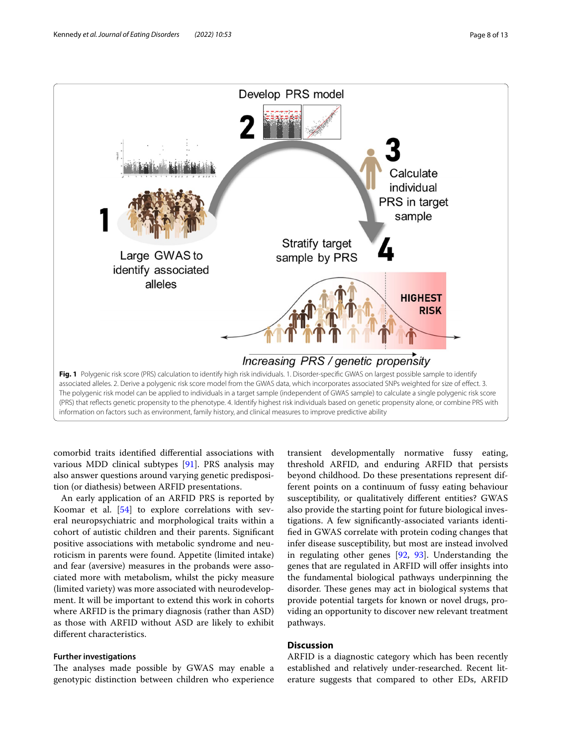**Fig. 1** Polygenic risk score (PRS) calculation to identify high risk individuals. 1. Disorder-specific GWAS on largest possible sample to identify associated alleles. 2. Derive a polygenic risk score model from the GWAS data, which incorporates associated SNPs weighted for size of effect. 3. The polygenic risk model can be applied to individuals in a target sample (independent of GWAS sample) to calculate a single polygenic risk score (PRS) that reflects genetic propensity to the phenotype. 4. Identify highest risk individuals based on genetic propensity alone, or combine PRS with information on factors such as environment, family history, and clinical measures to improve predictive ability

comorbid traits identified differential associations with various MDD clinical subtypes [91]. PRS analysis may also answer questions around varying genetic predisposition (or diathesis) between ARFID presentations.

An early application of an ARFID PRS is reported by Koomar et al. [54] to explore correlations with several neuropsychiatric and morphological traits within a cohort of autistic children and their parents. Significant positive associations with metabolic syndrome and neuroticism in parents were found. Appetite (limited intake) and fear (aversive) measures in the probands were associated more with metabolism, whilst the picky measure (limited variety) was more associated with neurodevelopment. It will be important to extend this work in cohorts where ARFID is the primary diagnosis (rather than ASD) as those with ARFID without ASD are likely to exhibit different characteristics.

### Further investigations

The analyses made possible by GWAS may enable a genotypic distinction between children who experience transient developmentally normative fussy eating, threshold ARFID, and enduring ARFID that persists beyond childhood. Do these presentations represent different points on a continuum of fussy eating behaviour susceptibility, or qualitatively different entities? GWAS also provide the starting point for future biological investigations. A few significantly-associated variants identified in GWAS correlate with protein coding changes that infer disease susceptibility, but most are instead involved in regulating other genes [92, 93]. Understanding the genes that are regulated in ARFID will offer insights into the fundamental biological pathways underpinning the disorder. These genes may act in biological systems that provide potential targets for known or novel drugs, providing an opportunity to discover new relevant treatment pathways.

## Discussion

ARFID is a diagnostic category which has been recently established and relatively under-researched. Recent literature suggests that compared to other EDs, ARFID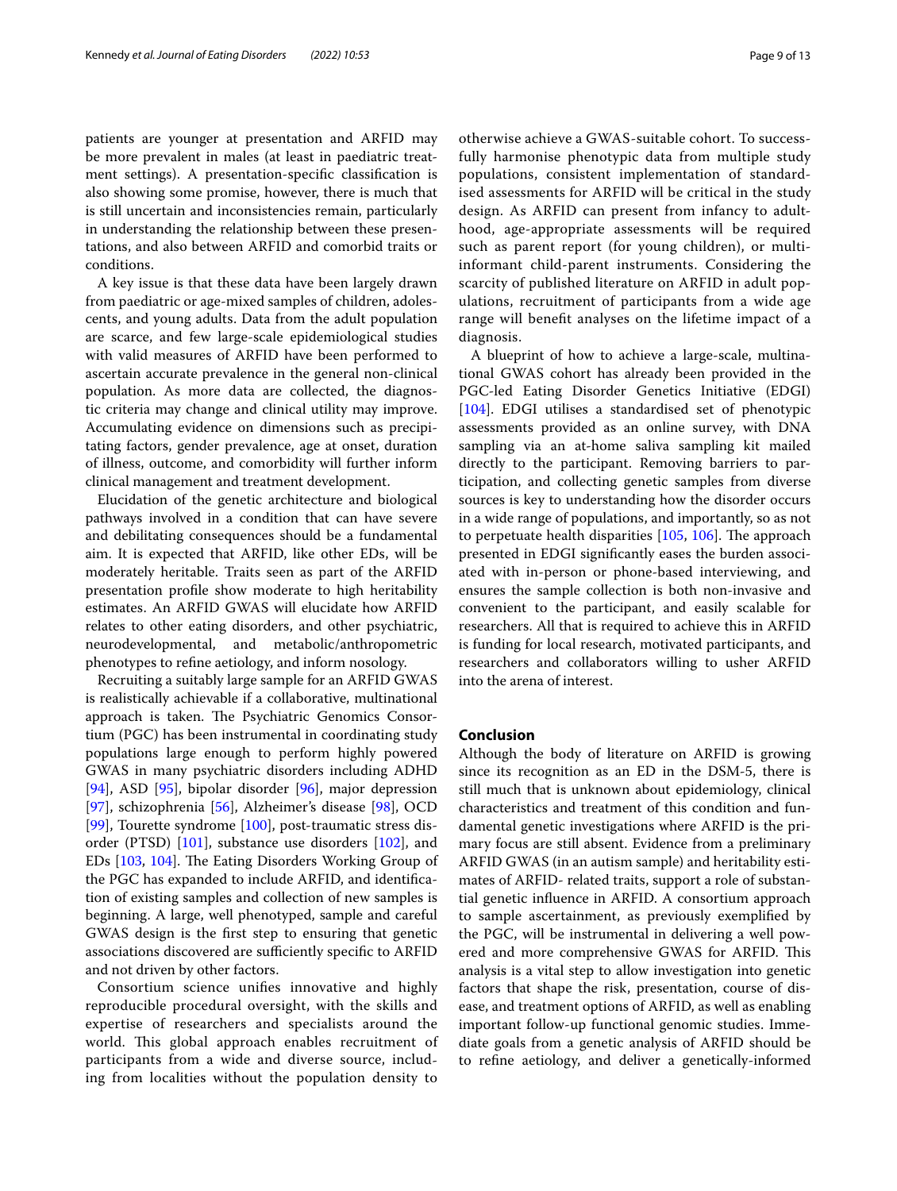patients are younger at presentation and ARFID may be more prevalent in males (at least in paediatric treatment settings). A presentation-specific classification is also showing some promise, however, there is much that is still uncertain and inconsistencies remain, particularly in understanding the relationship between these presentations, and also between ARFID and comorbid traits or conditions.

A key issue is that these data have been largely drawn from paediatric or age-mixed samples of children, adolescents, and young adults. Data from the adult population are scarce, and few large-scale epidemiological studies with valid measures of ARFID have been performed to ascertain accurate prevalence in the general non-clinical population. As more data are collected, the diagnostic criteria may change and clinical utility may improve. Accumulating evidence on dimensions such as precipitating factors, gender prevalence, age at onset, duration of illness, outcome, and comorbidity will further inform clinical management and treatment development.

Elucidation of the genetic architecture and biological pathways involved in a condition that can have severe and debilitating consequences should be a fundamental aim. It is expected that ARFID, like other EDs, will be moderately heritable. Traits seen as part of the ARFID presentation profile show moderate to high heritability estimates. An ARFID GWAS will elucidate how ARFID relates to other eating disorders, and other psychiatric, neurodevelopmental, and metabolic/anthropometric phenotypes to refine aetiology, and inform nosology.

Recruiting a suitably large sample for an ARFID GWAS is realistically achievable if a collaborative, multinational approach is taken. The Psychiatric Genomics Consortium (PGC) has been instrumental in coordinating study populations large enough to perform highly powered GWAS in many psychiatric disorders including ADHD [94], ASD [95], bipolar disorder [96], major depression [97], schizophrenia [56], Alzheimer's disease [98], OCD [99], Tourette syndrome [100], post-traumatic stress disorder (PTSD) [101], substance use disorders [102], and EDs [103, 104]. The Eating Disorders Working Group of the PGC has expanded to include ARFID, and identification of existing samples and collection of new samples is beginning. A large, well phenotyped, sample and careful GWAS design is the first step to ensuring that genetic associations discovered are sufficiently specific to ARFID and not driven by other factors.

Consortium science unifies innovative and highly reproducible procedural oversight, with the skills and expertise of researchers and specialists around the world. This global approach enables recruitment of participants from a wide and diverse source, including from localities without the population density to otherwise achieve a GWAS-suitable cohort. To successfully harmonise phenotypic data from multiple study populations, consistent implementation of standardised assessments for ARFID will be critical in the study design. As ARFID can present from infancy to adulthood, age-appropriate assessments will be required such as parent report (for young children), or multi-informant child-parent instruments. Considering the scarcity of published literature on ARFID in adult populations, recruitment of participants from a wide age range will benefit analyses on the lifetime impact of a diagnosis.

A blueprint of how to achieve a large-scale, multinational GWAS cohort has already been provided in the PGC-led Eating Disorder Genetics Initiative (EDGI) [104]. EDGI utilises a standardised set of phenotypic assessments provided as an online survey, with DNA sampling via an at-home saliva sampling kit mailed directly to the participant. Removing barriers to participation, and collecting genetic samples from diverse sources is key to understanding how the disorder occurs in a wide range of populations, and importantly, so as not to perpetuate health disparities [105, 106]. The approach presented in EDGI significantly eases the burden associated with in-person or phone-based interviewing, and ensures the sample collection is both non-invasive and convenient to the participant, and easily scalable for researchers. All that is required to achieve this in ARFID is funding for local research, motivated participants, and researchers and collaborators willing to usher ARFID into the arena of interest.

## Conclusion

Although the body of literature on ARFID is growing since its recognition as an ED in the DSM-5, there is still much that is unknown about epidemiology, clinical characteristics and treatment of this condition and fundamental genetic investigations where ARFID is the primary focus are still absent. Evidence from a preliminary ARFID GWAS (in an autism sample) and heritability estimates of ARFID- related traits, support a role of substantial genetic influence in ARFID. A consortium approach to sample ascertainment, as previously exemplified by the PGC, will be instrumental in delivering a well powered and more comprehensive GWAS for ARFID. This analysis is a vital step to allow investigation into genetic factors that shape the risk, presentation, course of disease, and treatment options of ARFID, as well as enabling important follow-up functional genomic studies. Immediate goals from a genetic analysis of ARFID should be to refine aetiology, and deliver a genetically-informed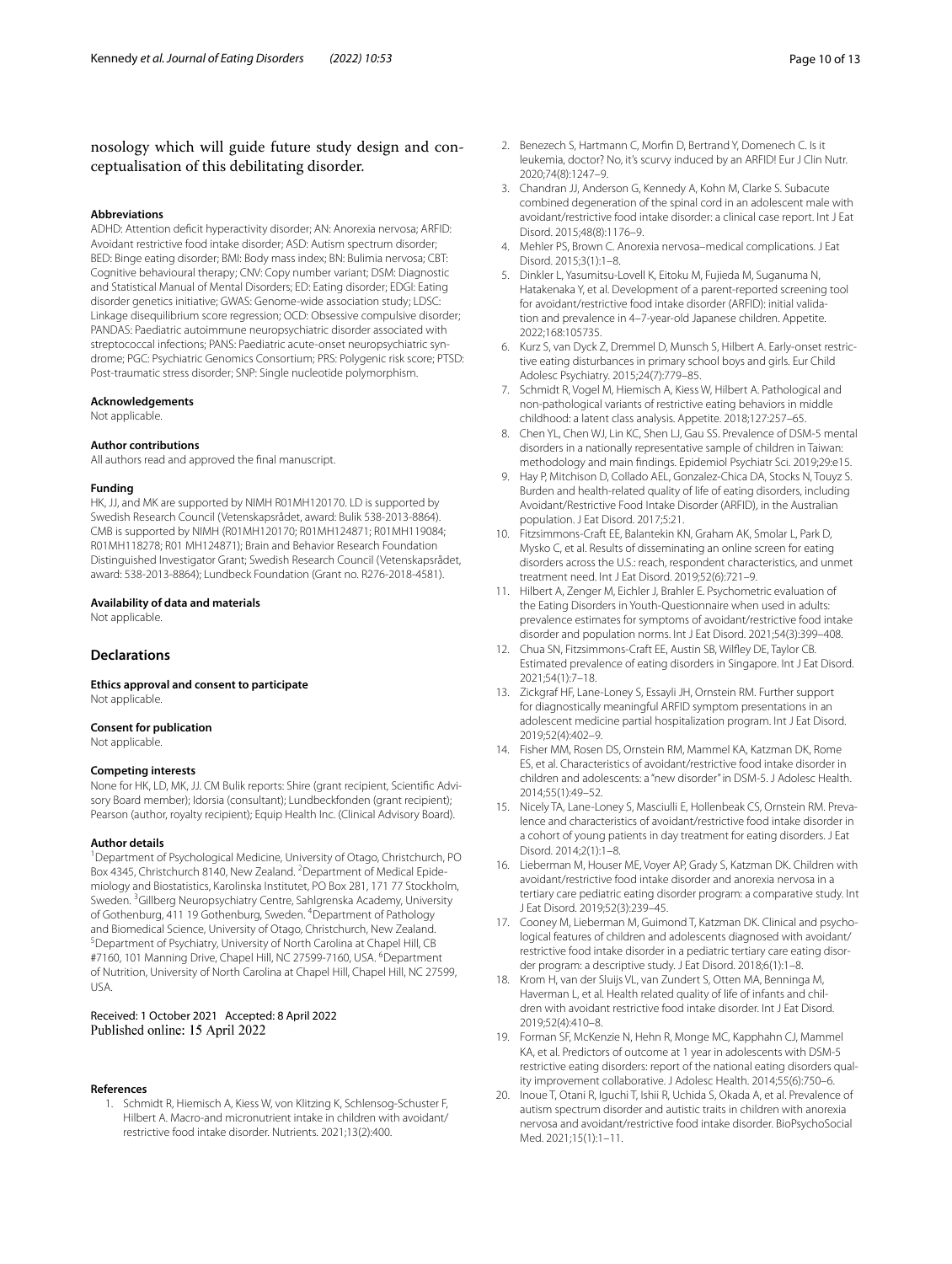nosology which will guide future study design and conceptualisation of this debilitating disorder.

#### Abbreviations

ADHD: Attention deficit hyperactivity disorder; AN: Anorexia nervosa; ARFID: Avoidant restrictive food intake disorder; ASD: Autism spectrum disorder; BED: Binge eating disorder; BMI: Body mass index; BN: Bulimia nervosa; CBT: Cognitive behavioural therapy; CNV: Copy number variant; DSM: Diagnostic and Statistical Manual of Mental Disorders; ED: Eating disorder; EDGI: Eating disorder genetics initiative; GWAS: Genome-wide association study; LDSC: Linkage disequilibrium score regression; OCD: Obsessive compulsive disorder; PANDAS: Paediatric autoimmune neuropsychiatric disorder associated with streptococcal infections; PANS: Paediatric acute-onset neuropsychiatric syndrome; PGC: Psychiatric Genomics Consortium; PRS: Polygenic risk score; PTSD: Post-traumatic stress disorder; SNP: Single nucleotide polymorphism.

#### Acknowledgements

Not applicable.

#### Author contributions

All authors read and approved the final manuscript.

#### Funding

HK, JJ, and MK are supported by NIMH R01MH120170. LD is supported by Swedish Research Council (Vetenskapsrådet, award: Bulik 538-2013-8864). CMB is supported by NIMH (R01MH120170; R01MH124871; R01MH119084; R01MH118278; R01 MH124871); Brain and Behavior Research Foundation Distinguished Investigator Grant; Swedish Research Council (Vetenskapsrådet, award: 538-2013-8864); Lundbeck Foundation (Grant no. R276-2018-4581).

#### Availability of data and materials

Not applicable.

## Declarations

#### Ethics approval and consent to participate

Not applicable.

#### Consent for publication

Not applicable.

#### Competing interests

None for HK, LD, MK, JJ. CM Bulik reports: Shire (grant recipient, Scientific Advisory Board member); Idorsia (consultant); Lundbeckfonden (grant recipient); Pearson (author, royalty recipient); Equip Health Inc. (Clinical Advisory Board).

#### Author details

[1]Department of Psychological Medicine, University of Otago, Christchurch, PO Box 4345, Christchurch 8140, New Zealand. [2]Department of Medical Epidemiology and Biostatistics, Karolinska Institutet, PO Box 281, 171 77 Stockholm, Sweden. [3]Gillberg Neuropsychiatry Centre, Sahlgrenska Academy, University of Gothenburg, 411 19 Gothenburg, Sweden. [4]Department of Pathology and Biomedical Science, University of Otago, Christchurch, New Zealand. [5]Department of Psychiatry, University of North Carolina at Chapel Hill, CB #7160, 101 Manning Drive, Chapel Hill, NC 27599-7160, USA. [6]Department of Nutrition, University of North Carolina at Chapel Hill, Chapel Hill, NC 27599, USA.

Received: 1 October 2021 Accepted: 8 April 2022
Published online: 15 April 2022

#### References

1. Schmidt R, Hiemisch A, Kiess W, von Klitzing K, Schlensog-Schuster F, Hilbert A. Macro-and micronutrient intake in children with avoidant/restrictive food intake disorder. Nutrients. 2021;13(2):400.
2. Benezech S, Hartmann C, Morfin D, Bertrand Y, Domenech C. Is it leukemia, doctor? No, it's scurvy induced by an ARFID! Eur J Clin Nutr. 2020;74(8):1247–9.
3. Chandran JJ, Anderson G, Kennedy A, Kohn M, Clarke S. Subacute combined degeneration of the spinal cord in an adolescent male with avoidant/restrictive food intake disorder: a clinical case report. Int J Eat Disord. 2015;48(8):1176–9.
4. Mehler PS, Brown C. Anorexia nervosa–medical complications. J Eat Disord. 2015;3(1):1–8.
5. Dinkler L, Yasumitsu-Lovell K, Eitoku M, Fujieda M, Suganuma N, Hatakenaka Y, et al. Development of a parent-reported screening tool for avoidant/restrictive food intake disorder (ARFID): initial validation and prevalence in 4–7-year-old Japanese children. Appetite. 2022;168:105735.
6. Kurz S, van Dyck Z, Dremmel D, Munsch S, Hilbert A. Early-onset restrictive eating disturbances in primary school boys and girls. Eur Child Adolesc Psychiatry. 2015;24(7):779–85.
7. Schmidt R, Vogel M, Hiemisch A, Kiess W, Hilbert A. Pathological and non-pathological variants of restrictive eating behaviors in middle childhood: a latent class analysis. Appetite. 2018;127:257–65.
8. Chen YL, Chen WJ, Lin KC, Shen LJ, Gau SS. Prevalence of DSM-5 mental disorders in a nationally representative sample of children in Taiwan: methodology and main findings. Epidemiol Psychiatr Sci. 2019;29:e15.
9. Hay P, Mitchison D, Collado AEL, Gonzalez-Chica DA, Stocks N, Touyz S. Burden and health-related quality of life of eating disorders, including Avoidant/Restrictive Food Intake Disorder (ARFID), in the Australian population. J Eat Disord. 2017;5:21.
10. Fitzsimmons-Craft EE, Balantekin KN, Graham AK, Smolar L, Park D, Mysko C, et al. Results of disseminating an online screen for eating disorders across the U.S.: reach, respondent characteristics, and unmet treatment need. Int J Eat Disord. 2019;52(6):721–9.
11. Hilbert A, Zenger M, Eichler J, Brahler E. Psychometric evaluation of the Eating Disorders in Youth-Questionnaire when used in adults: prevalence estimates for symptoms of avoidant/restrictive food intake disorder and population norms. Int J Eat Disord. 2021;54(3):399–408.
12. Chua SN, Fitzsimmons-Craft EE, Austin SB, Wilfley DE, Taylor CB. Estimated prevalence of eating disorders in Singapore. Int J Eat Disord. 2021;54(1):7–18.
13. Zickgraf HF, Lane-Loney S, Essayli JH, Ornstein RM. Further support for diagnostically meaningful ARFID symptom presentations in an adolescent medicine partial hospitalization program. Int J Eat Disord. 2019;52(4):402–9.
14. Fisher MM, Rosen DS, Ornstein RM, Mammel KA, Katzman DK, Rome ES, et al. Characteristics of avoidant/restrictive food intake disorder in children and adolescents: a "new disorder" in DSM-5. J Adolesc Health. 2014;55(1):49–52.
15. Nicely TA, Lane-Loney S, Masciulli E, Hollenbeak CS, Ornstein RM. Prevalence and characteristics of avoidant/restrictive food intake disorder in a cohort of young patients in day treatment for eating disorders. J Eat Disord. 2014;2(1):1–8.
16. Lieberman M, Houser ME, Voyer AP, Grady S, Katzman DK. Children with avoidant/restrictive food intake disorder and anorexia nervosa in a tertiary care pediatric eating disorder program: a comparative study. Int J Eat Disord. 2019;52(3):239–45.
17. Cooney M, Lieberman M, Guimond T, Katzman DK. Clinical and psychological features of children and adolescents diagnosed with avoidant/restrictive food intake disorder in a pediatric tertiary care eating disorder program: a descriptive study. J Eat Disord. 2018;6(1):1–8.
18. Krom H, van der Sluijs VL, van Zundert S, Otten MA, Benninga M, Haverman L, et al. Health related quality of life of infants and children with avoidant restrictive food intake disorder. Int J Eat Disord. 2019;52(4):410–8.
19. Forman SF, McKenzie N, Hehn R, Monge MC, Kapphahn CJ, Mammel KA, et al. Predictors of outcome at 1 year in adolescents with DSM-5 restrictive eating disorders: report of the national eating disorders quality improvement collaborative. J Adolesc Health. 2014;55(6):750–6.
20. Inoue T, Otani R, Iguchi T, Ishii R, Uchida S, Okada A, et al. Prevalence of autism spectrum disorder and autistic traits in children with anorexia nervosa and avoidant/restrictive food intake disorder. BioPsychoSocial Med. 2021;15(1):1–11.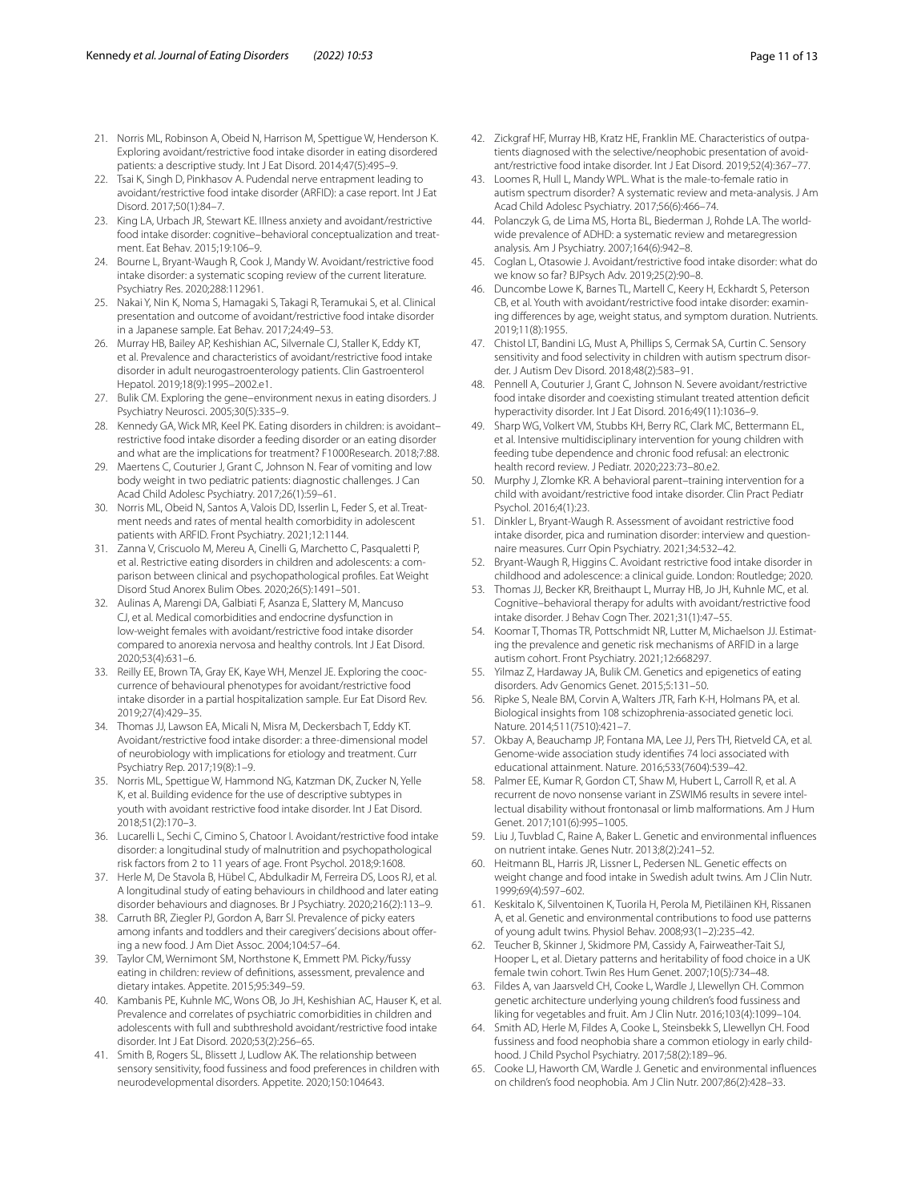21. Norris ML, Robinson A, Obeid N, Harrison M, Spettigue W, Henderson K. Exploring avoidant/restrictive food intake disorder in eating disordered patients: a descriptive study. Int J Eat Disord. 2014;47(5):495–9.
22. Tsai K, Singh D, Pinkhasov A. Pudendal nerve entrapment leading to avoidant/restrictive food intake disorder (ARFID): a case report. Int J Eat Disord. 2017;50(1):84–7.
23. King LA, Urbach JR, Stewart KE. Illness anxiety and avoidant/restrictive food intake disorder: cognitive–behavioral conceptualization and treatment. Eat Behav. 2015;19:106–9.
24. Bourne L, Bryant-Waugh R, Cook J, Mandy W. Avoidant/restrictive food intake disorder: a systematic scoping review of the current literature. Psychiatry Res. 2020;288:112961.
25. Nakai Y, Nin K, Noma S, Hamagaki S, Takagi R, Teramukai S, et al. Clinical presentation and outcome of avoidant/restrictive food intake disorder in a Japanese sample. Eat Behav. 2017;24:49–53.
26. Murray HB, Bailey AP, Keshishian AC, Silvernale CJ, Staller K, Eddy KT, et al. Prevalence and characteristics of avoidant/restrictive food intake disorder in adult neurogastroenterology patients. Clin Gastroenterol Hepatol. 2019;18(9):1995–2002.e1.
27. Bulik CM. Exploring the gene–environment nexus in eating disorders. J Psychiatry Neurosci. 2005;30(5):335–9.
28. Kennedy GA, Wick MR, Keel PK. Eating disorders in children: is avoidant–restrictive food intake disorder a feeding disorder or an eating disorder and what are the implications for treatment? F1000Research. 2018;7:88.
29. Maertens C, Couturier J, Grant C, Johnson N. Fear of vomiting and low body weight in two pediatric patients: diagnostic challenges. J Can Acad Child Adolesc Psychiatry. 2017;26(1):59–61.
30. Norris ML, Obeid N, Santos A, Valois DD, Isserlin L, Feder S, et al. Treatment needs and rates of mental health comorbidity in adolescent patients with ARFID. Front Psychiatry. 2021;12:1144.
31. Zanna V, Criscuolo M, Mereu A, Cinelli G, Marchetto C, Pasqualetti P, et al. Restrictive eating disorders in children and adolescents: a comparison between clinical and psychopathological profiles. Eat Weight Disord Stud Anorex Bulim Obes. 2020;26(5):1491–501.
32. Aulinas A, Marengi DA, Galbiati F, Asanza E, Slattery M, Mancuso CJ, et al. Medical comorbidities and endocrine dysfunction in low-weight females with avoidant/restrictive food intake disorder compared to anorexia nervosa and healthy controls. Int J Eat Disord. 2020;53(4):631–6.
33. Reilly EE, Brown TA, Gray EK, Kaye WH, Menzel JE. Exploring the cooccurrence of behavioural phenotypes for avoidant/restrictive food intake disorder in a partial hospitalization sample. Eur Eat Disord Rev. 2019;27(4):429–35.
34. Thomas JJ, Lawson EA, Micali N, Misra M, Deckersbach T, Eddy KT. Avoidant/restrictive food intake disorder: a three-dimensional model of neurobiology with implications for etiology and treatment. Curr Psychiatry Rep. 2017;19(8):1–9.
35. Norris ML, Spettigue W, Hammond NG, Katzman DK, Zucker N, Yelle K, et al. Building evidence for the use of descriptive subtypes in youth with avoidant restrictive food intake disorder. Int J Eat Disord. 2018;51(2):170–3.
36. Lucarelli L, Sechi C, Cimino S, Chatoor I. Avoidant/restrictive food intake disorder: a longitudinal study of malnutrition and psychopathological risk factors from 2 to 11 years of age. Front Psychol. 2018;9:1608.
37. Herle M, De Stavola B, Hübel C, Abdulkadir M, Ferreira DS, Loos RJ, et al. A longitudinal study of eating behaviours in childhood and later eating disorder behaviours and diagnoses. Br J Psychiatry. 2020;216(2):113–9.
38. Carruth BR, Ziegler PJ, Gordon A, Barr SI. Prevalence of picky eaters among infants and toddlers and their caregivers' decisions about offering a new food. J Am Diet Assoc. 2004;104:57–64.
39. Taylor CM, Wernimont SM, Northstone K, Emmett PM. Picky/fussy eating in children: review of definitions, assessment, prevalence and dietary intakes. Appetite. 2015;95:349–59.
40. Kambanis PE, Kuhnle MC, Wons OB, Jo JH, Keshishian AC, Hauser K, et al. Prevalence and correlates of psychiatric comorbidities in children and adolescents with full and subthreshold avoidant/restrictive food intake disorder. Int J Eat Disord. 2020;53(2):256–65.
41. Smith B, Rogers SL, Blissett J, Ludlow AK. The relationship between sensory sensitivity, food fussiness and food preferences in children with neurodevelopmental disorders. Appetite. 2020;150:104643.
42. Zickgraf HF, Murray HB, Kratz HE, Franklin ME. Characteristics of outpatients diagnosed with the selective/neophobic presentation of avoidant/restrictive food intake disorder. Int J Eat Disord. 2019;52(4):367–77.
43. Loomes R, Hull L, Mandy WPL. What is the male-to-female ratio in autism spectrum disorder? A systematic review and meta-analysis. J Am Acad Child Adolesc Psychiatry. 2017;56(6):466–74.
44. Polanczyk G, de Lima MS, Horta BL, Biederman J, Rohde LA. The worldwide prevalence of ADHD: a systematic review and metaregression analysis. Am J Psychiatry. 2007;164(6):942–8.
45. Coglan L, Otasowie J. Avoidant/restrictive food intake disorder: what do we know so far? BJPsych Adv. 2019;25(2):90–8.
46. Duncombe Lowe K, Barnes TL, Martell C, Keery H, Eckhardt S, Peterson CB, et al. Youth with avoidant/restrictive food intake disorder: examining differences by age, weight status, and symptom duration. Nutrients. 2019;11(8):1955.
47. Chistol LT, Bandini LG, Must A, Phillips S, Cermak SA, Curtin C. Sensory sensitivity and food selectivity in children with autism spectrum disorder. J Autism Dev Disord. 2018;48(2):583–91.
48. Pennell A, Couturier J, Grant C, Johnson N. Severe avoidant/restrictive food intake disorder and coexisting stimulant treated attention deficit hyperactivity disorder. Int J Eat Disord. 2016;49(11):1036–9.
49. Sharp WG, Volkert VM, Stubbs KH, Berry RC, Clark MC, Bettermann EL, et al. Intensive multidisciplinary intervention for young children with feeding tube dependence and chronic food refusal: an electronic health record review. J Pediatr. 2020;223:73–80.e2.
50. Murphy J, Zlomke KR. A behavioral parent–training intervention for a child with avoidant/restrictive food intake disorder. Clin Pract Pediatr Psychol. 2016;4(1):23.
51. Dinkler L, Bryant-Waugh R. Assessment of avoidant restrictive food intake disorder, pica and rumination disorder: interview and questionnaire measures. Curr Opin Psychiatry. 2021;34:532–42.
52. Bryant-Waugh R, Higgins C. Avoidant restrictive food intake disorder in childhood and adolescence: a clinical guide. London: Routledge; 2020.
53. Thomas JJ, Becker KR, Breithaupt L, Murray HB, Jo JH, Kuhnle MC, et al. Cognitive–behavioral therapy for adults with avoidant/restrictive food intake disorder. J Behav Cogn Ther. 2021;31(1):47–55.
54. Koomar T, Thomas TR, Pottschmidt NR, Lutter M, Michaelson JJ. Estimating the prevalence and genetic risk mechanisms of ARFID in a large autism cohort. Front Psychiatry. 2021;12:668297.
55. Yilmaz Z, Hardaway JA, Bulik CM. Genetics and epigenetics of eating disorders. Adv Genomics Genet. 2015;5:131–50.
56. Ripke S, Neale BM, Corvin A, Walters JTR, Farh K-H, Holmans PA, et al. Biological insights from 108 schizophrenia-associated genetic loci. Nature. 2014;511(7510):421–7.
57. Okbay A, Beauchamp JP, Fontana MA, Lee JJ, Pers TH, Rietveld CA, et al. Genome-wide association study identifies 74 loci associated with educational attainment. Nature. 2016;533(7604):539–42.
58. Palmer EE, Kumar R, Gordon CT, Shaw M, Hubert L, Carroll R, et al. A recurrent de novo nonsense variant in ZSWIM6 results in severe intellectual disability without frontonasal or limb malformations. Am J Hum Genet. 2017;101(6):995–1005.
59. Liu J, Tuvblad C, Raine A, Baker L. Genetic and environmental influences on nutrient intake. Genes Nutr. 2013;8(2):241–52.
60. Heitmann BL, Harris JR, Lissner L, Pedersen NL. Genetic effects on weight change and food intake in Swedish adult twins. Am J Clin Nutr. 1999;69(4):597–602.
61. Keskitalo K, Silventoinen K, Tuorila H, Perola M, Pietiläinen KH, Rissanen A, et al. Genetic and environmental contributions to food use patterns of young adult twins. Physiol Behav. 2008;93(1–2):235–42.
62. Teucher B, Skinner J, Skidmore PM, Cassidy A, Fairweather-Tait SJ, Hooper L, et al. Dietary patterns and heritability of food choice in a UK female twin cohort. Twin Res Hum Genet. 2007;10(5):734–48.
63. Fildes A, van Jaarsveld CH, Cooke L, Wardle J, Llewellyn CH. Common genetic architecture underlying young children's food fussiness and liking for vegetables and fruit. Am J Clin Nutr. 2016;103(4):1099–104.
64. Smith AD, Herle M, Fildes A, Cooke L, Steinsbekk S, Llewellyn CH. Food fussiness and food neophobia share a common etiology in early childhood. J Child Psychol Psychiatry. 2017;58(2):189–96.
65. Cooke LJ, Haworth CM, Wardle J. Genetic and environmental influences on children's food neophobia. Am J Clin Nutr. 2007;86(2):428–33.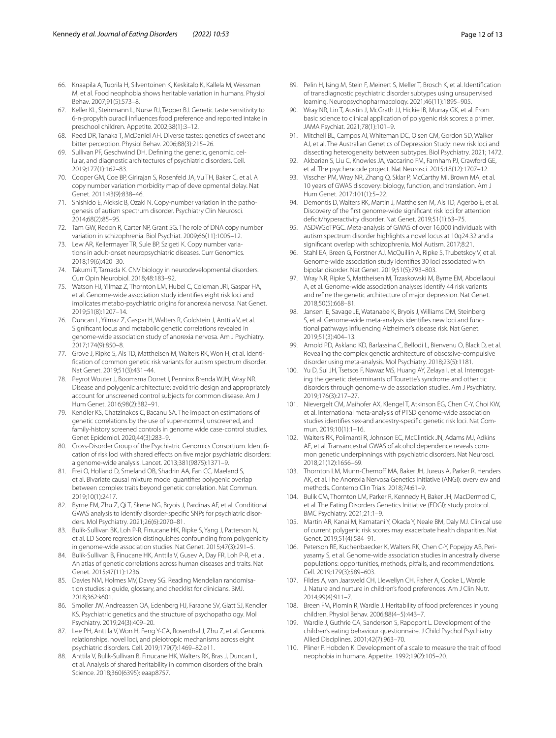66. Knaapila A, Tuorila H, Silventoinen K, Keskitalo K, Kallela M, Wessman M, et al. Food neophobia shows heritable variation in humans. Physiol Behav. 2007;91(5):573–8.
67. Keller KL, Steinmann L, Nurse RJ, Tepper BJ. Genetic taste sensitivity to 6-n-propylthiouracil influences food preference and reported intake in preschool children. Appetite. 2002;38(1):3–12.
68. Reed DR, Tanaka T, McDaniel AH. Diverse tastes: genetics of sweet and bitter perception. Physiol Behav. 2006;88(3):215–26.
69. Sullivan PF, Geschwind DH. Defining the genetic, genomic, cellular, and diagnostic architectures of psychiatric disorders. Cell. 2019;177(1):162–83.
70. Cooper GM, Coe BP, Girirajan S, Rosenfeld JA, Vu TH, Baker C, et al. A copy number variation morbidity map of developmental delay. Nat Genet. 2011;43(9):838–46.
71. Shishido E, Aleksic B, Ozaki N. Copy-number variation in the pathogenesis of autism spectrum disorder. Psychiatry Clin Neurosci. 2014;68(2):85–95.
72. Tam GW, Redon R, Carter NP, Grant SG. The role of DNA copy number variation in schizophrenia. Biol Psychiat. 2009;66(11):1005–12.
73. Lew AR, Kellermayer TR, Sule BP, Szigeti K. Copy number variations in adult-onset neuropsychiatric diseases. Curr Genomics. 2018;19(6):420–30.
74. Takumi T, Tamada K. CNV biology in neurodevelopmental disorders. Curr Opin Neurobiol. 2018;48:183–92.
75. Watson HJ, Yilmaz Z, Thornton LM, Hubel C, Coleman JRI, Gaspar HA, et al. Genome-wide association study identifies eight risk loci and implicates metabo-psychiatric origins for anorexia nervosa. Nat Genet. 2019;51(8):1207–14.
76. Duncan L, Yilmaz Z, Gaspar H, Walters R, Goldstein J, Anttila V, et al. Significant locus and metabolic genetic correlations revealed in genome-wide association study of anorexia nervosa. Am J Psychiatry. 2017;174(9):850–8.
77. Grove J, Ripke S, Als TD, Mattheisen M, Walters RK, Won H, et al. Identification of common genetic risk variants for autism spectrum disorder. Nat Genet. 2019;51(3):431–44.
78. Peyrot Wouter J, Boomsma Dorret I, Penninx Brenda WJH, Wray NR. Disease and polygenic architecture: avoid trio design and appropriately account for unscreened control subjects for common disease. Am J Hum Genet. 2016;98(2):382–91.
79. Kendler KS, Chatzinakos C, Bacanu SA. The impact on estimations of genetic correlations by the use of super-normal, unscreened, and family-history screened controls in genome wide case-control studies. Genet Epidemiol. 2020;44(3):283–9.
80. Cross-Disorder Group of the Psychiatric Genomics Consortium. Identification of risk loci with shared effects on five major psychiatric disorders: a genome-wide analysis. Lancet. 2013;381(9875):1371–9.
81. Frei O, Holland D, Smeland OB, Shadrin AA, Fan CC, Maeland S, et al. Bivariate causal mixture model quantifies polygenic overlap between complex traits beyond genetic correlation. Nat Commun. 2019;10(1):2417.
82. Byrne EM, Zhu Z, Qi T, Skene NG, Bryois J, Pardinas AF, et al. Conditional GWAS analysis to identify disorder-specific SNPs for psychiatric disorders. Mol Psychiatry. 2021;26(6):2070–81.
83. Bulik-Sullivan BK, Loh P-R, Finucane HK, Ripke S, Yang J, Patterson N, et al. LD Score regression distinguishes confounding from polygenicity in genome-wide association studies. Nat Genet. 2015;47(3):291–5.
84. Bulik-Sullivan B, Finucane HK, Anttila V, Gusev A, Day FR, Loh P-R, et al. An atlas of genetic correlations across human diseases and traits. Nat Genet. 2015;47(11):1236.
85. Davies NM, Holmes MV, Davey SG. Reading Mendelian randomisation studies: a guide, glossary, and checklist for clinicians. BMJ. 2018;362:k601.
86. Smoller JW, Andreassen OA, Edenberg HJ, Faraone SV, Glatt SJ, Kendler KS. Psychiatric genetics and the structure of psychopathology. Mol Psychiatry. 2019;24(3):409–20.
87. Lee PH, Anttila V, Won H, Feng Y-CA, Rosenthal J, Zhu Z, et al. Genomic relationships, novel loci, and pleiotropic mechanisms across eight psychiatric disorders. Cell. 2019;179(7):1469–82.e11.
88. Anttila V, Bulik-Sullivan B, Finucane HK, Walters RK, Bras J, Duncan L, et al. Analysis of shared heritability in common disorders of the brain. Science. 2018;360(6395): eaap8757.
89. Pelin H, Ising M, Stein F, Meinert S, Meller T, Brosch K, et al. Identification of transdiagnostic psychiatric disorder subtypes using unsupervised learning. Neuropsychopharmacology. 2021;46(11):1895–905.
90. Wray NR, Lin T, Austin J, McGrath JJ, Hickie IB, Murray GK, et al. From basic science to clinical application of polygenic risk scores: a primer. JAMA Psychiat. 2021;78(1):101–9.
91. Mitchell BL, Campos AI, Whiteman DC, Olsen CM, Gordon SD, Walker AJ, et al. The Australian Genetics of Depression Study: new risk loci and dissecting heterogeneity between subtypes. Biol Psychiatry. 2021; 1472.
92. Akbarian S, Liu C, Knowles JA, Vaccarino FM, Farnham PJ, Crawford GE, et al. The psychencode project. Nat Neurosci. 2015;18(12):1707–12.
93. Visscher PM, Wray NR, Zhang Q, Sklar P, McCarthy MI, Brown MA, et al. 10 years of GWAS discovery: biology, function, and translation. Am J Hum Genet. 2017;101(1):5–22.
94. Demontis D, Walters RK, Martin J, Mattheisen M, Als TD, Agerbo E, et al. Discovery of the first genome-wide significant risk loci for attention deficit/hyperactivity disorder. Nat Genet. 2019;51(1):63–75.
95. ASDWGoTPGC. Meta-analysis of GWAS of over 16,000 individuals with autism spectrum disorder highlights a novel locus at 10q24.32 and a significant overlap with schizophrenia. Mol Autism. 2017;8:21.
96. Stahl EA, Breen G, Forstner AJ, McQuillin A, Ripke S, Trubetskoy V, et al. Genome-wide association study identifies 30 loci associated with bipolar disorder. Nat Genet. 2019;51(5):793–803.
97. Wray NR, Ripke S, Mattheisen M, Trzaskowski M, Byrne EM, Abdellaoui A, et al. Genome-wide association analyses identify 44 risk variants and refine the genetic architecture of major depression. Nat Genet. 2018;50(5):668–81.
98. Jansen IE, Savage JE, Watanabe K, Bryois J, Williams DM, Steinberg S, et al. Genome-wide meta-analysis identifies new loci and functional pathways influencing Alzheimer's disease risk. Nat Genet. 2019;51(3):404–13.
99. Arnold PD, Askland KD, Barlassina C, Bellodi L, Bienvenu O, Black D, et al. Revealing the complex genetic architecture of obsessive-compulsive disorder using meta-analysis. Mol Psychiatry. 2018;23(5):1181.
100. Yu D, Sul JH, Tsetsos F, Nawaz MS, Huang AY, Zelaya I, et al. Interrogating the genetic determinants of Tourette's syndrome and other tic disorders through genome-wide association studies. Am J Psychiatry. 2019;176(3):217–27.
101. Nievergelt CM, Maihofer AX, Klengel T, Atkinson EG, Chen C-Y, Choi KW, et al. International meta-analysis of PTSD genome-wide association studies identifies sex-and ancestry-specific genetic risk loci. Nat Commun. 2019;10(1):1–16.
102. Walters RK, Polimanti R, Johnson EC, McClintick JN, Adams MJ, Adkins AE, et al. Transancestral GWAS of alcohol dependence reveals common genetic underpinnings with psychiatric disorders. Nat Neurosci. 2018;21(12):1656–69.
103. Thornton LM, Munn-Chernoff MA, Baker JH, Jureus A, Parker R, Henders AK, et al. The Anorexia Nervosa Genetics Initiative (ANGI): overview and methods. Contemp Clin Trials. 2018;74:61–9.
104. Bulik CM, Thornton LM, Parker R, Kennedy H, Baker JH, MacDermod C, et al. The Eating Disorders Genetics Initiative (EDGI): study protocol. BMC Psychiatry. 2021;21:1–9.
105. Martin AR, Kanai M, Kamatani Y, Okada Y, Neale BM, Daly MJ. Clinical use of current polygenic risk scores may exacerbate health disparities. Nat Genet. 2019;51(4):584–91.
106. Peterson RE, Kuchenbaecker K, Walters RK, Chen C-Y, Popejoy AB, Periyasamy S, et al. Genome-wide association studies in ancestrally diverse populations: opportunities, methods, pitfalls, and recommendations. Cell. 2019;179(3):589–603.
107. Fildes A, van Jaarsveld CH, Llewellyn CH, Fisher A, Cooke L, Wardle J. Nature and nurture in children's food preferences. Am J Clin Nutr. 2014;99(4):911–7.
108. Breen FM, Plomin R, Wardle J. Heritability of food preferences in young children. Physiol Behav. 2006;88(4–5):443–7.
109. Wardle J, Guthrie CA, Sanderson S, Rapoport L. Development of the children's eating behaviour questionnaire. J Child Psychol Psychiatry Allied Disciplines. 2001;42(7):963–70.
110. Pliner P, Hobden K. Development of a scale to measure the trait of food neophobia in humans. Appetite. 1992;19(2):105–20.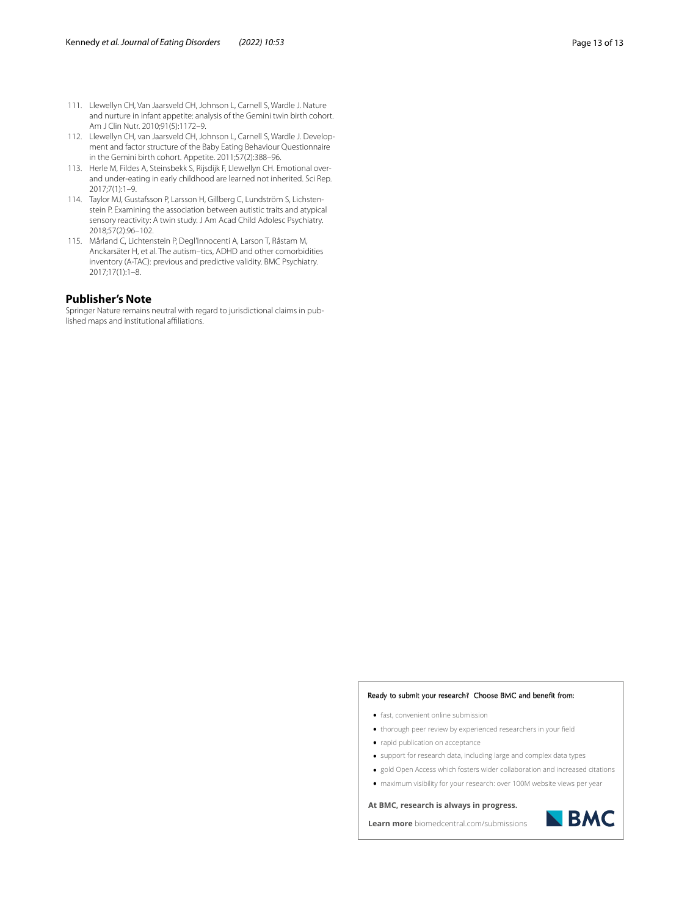111. Llewellyn CH, Van Jaarsveld CH, Johnson L, Carnell S, Wardle J. Nature and nurture in infant appetite: analysis of the Gemini twin birth cohort. Am J Clin Nutr. 2010;91(5):1172–9.
112. Llewellyn CH, van Jaarsveld CH, Johnson L, Carnell S, Wardle J. Development and factor structure of the Baby Eating Behaviour Questionnaire in the Gemini birth cohort. Appetite. 2011;57(2):388–96.
113. Herle M, Fildes A, Steinsbekk S, Rijsdijk F, Llewellyn CH. Emotional over- and under-eating in early childhood are learned not inherited. Sci Rep. 2017;7(1):1–9.
114. Taylor MJ, Gustafsson P, Larsson H, Gillberg C, Lundström S, Lichtenstein P. Examining the association between autistic traits and atypical sensory reactivity: A twin study. J Am Acad Child Adolesc Psychiatry. 2018;57(2):96–102.
115. Mårland C, Lichtenstein P, Degl'Innocenti A, Larson T, Råstam M, Anckarsäter H, et al. The autism–tics, ADHD and other comorbidities inventory (A-TAC): previous and predictive validity. BMC Psychiatry. 2017;17(1):1–8.

## Publisher's Note

Springer Nature remains neutral with regard to jurisdictional claims in published maps and institutional affiliations.

Ready to submit your research? Choose BMC and benefit from:

- fast, convenient online submission
- thorough peer review by experienced researchers in your field
- rapid publication on acceptance
- support for research data, including large and complex data types
- gold Open Access which fosters wider collaboration and increased citations
- maximum visibility for your research: over 100M website views per year

**At BMC, research is always in progress.**

**Learn more** biomedcentral.com/submissions

BMC